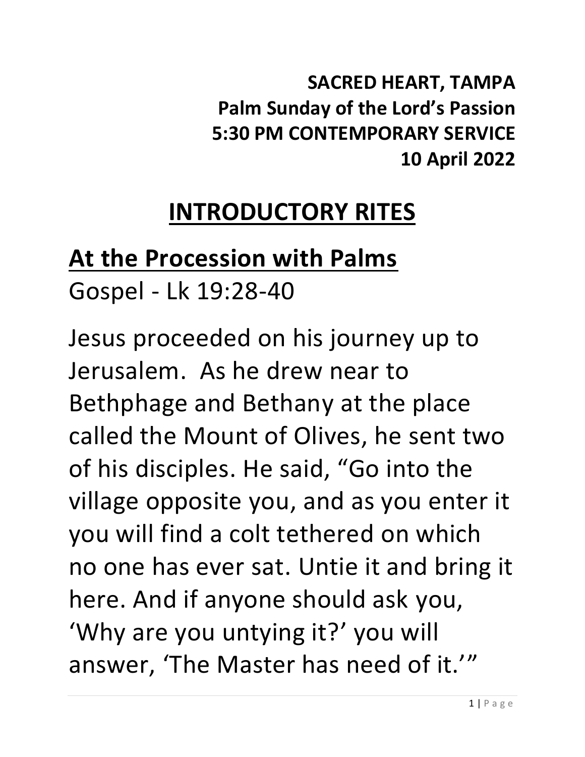**SACRED HEART, TAMPA**
**Palm Sunday of the Lord's Passion**
**5:30 PM CONTEMPORARY SERVICE**
**10 April 2022**

# INTRODUCTORY RITES

## At the Procession with Palms

Gospel - Lk 19:28-40

Jesus proceeded on his journey up to Jerusalem. As he drew near to Bethphage and Bethany at the place called the Mount of Olives, he sent two of his disciples. He said, "Go into the village opposite you, and as you enter it you will find a colt tethered on which no one has ever sat. Untie it and bring it here. And if anyone should ask you, 'Why are you untying it?' you will answer, 'The Master has need of it.'"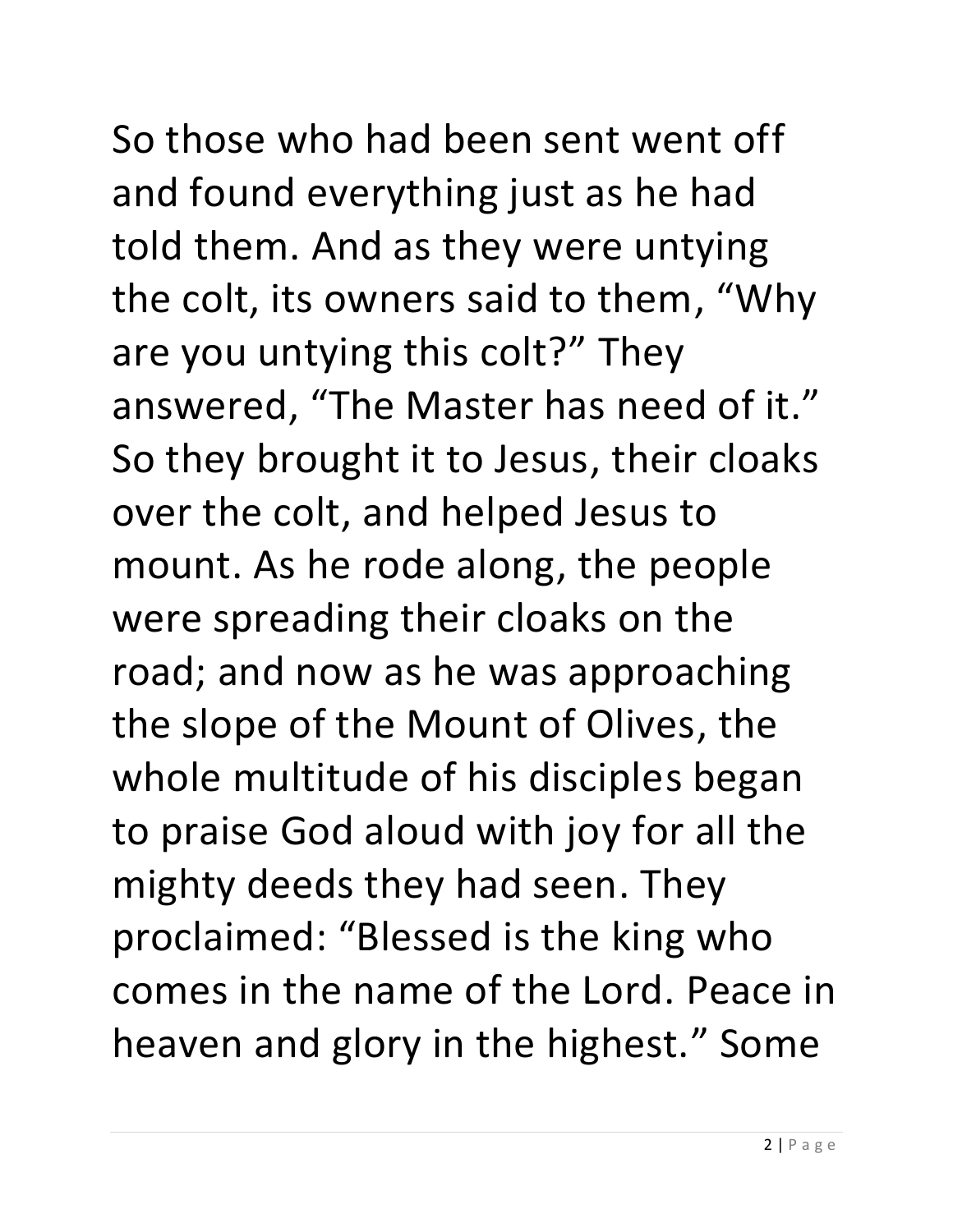So those who had been sent went off and found everything just as he had told them. And as they were untying the colt, its owners said to them, “Why are you untying this colt?” They answered, “The Master has need of it.” So they brought it to Jesus, their cloaks over the colt, and helped Jesus to mount. As he rode along, the people were spreading their cloaks on the road; and now as he was approaching the slope of the Mount of Olives, the whole multitude of his disciples began to praise God aloud with joy for all the mighty deeds they had seen. They proclaimed: “Blessed is the king who comes in the name of the Lord. Peace in heaven and glory in the highest.” Some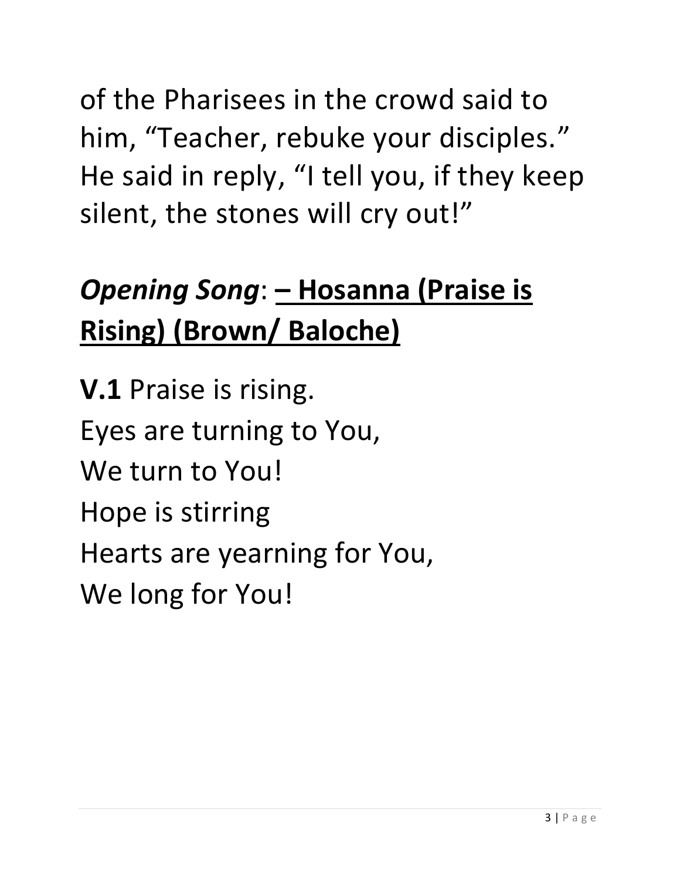of the Pharisees in the crowd said to him, “Teacher, rebuke your disciples.” He said in reply, “I tell you, if they keep silent, the stones will cry out!”

*Opening Song*: **– Hosanna (Praise is Rising) (Brown/ Baloche)**

**V.1** Praise is rising.  
Eyes are turning to You,  
We turn to You!  
Hope is stirring  
Hearts are yearning for You,  
We long for You!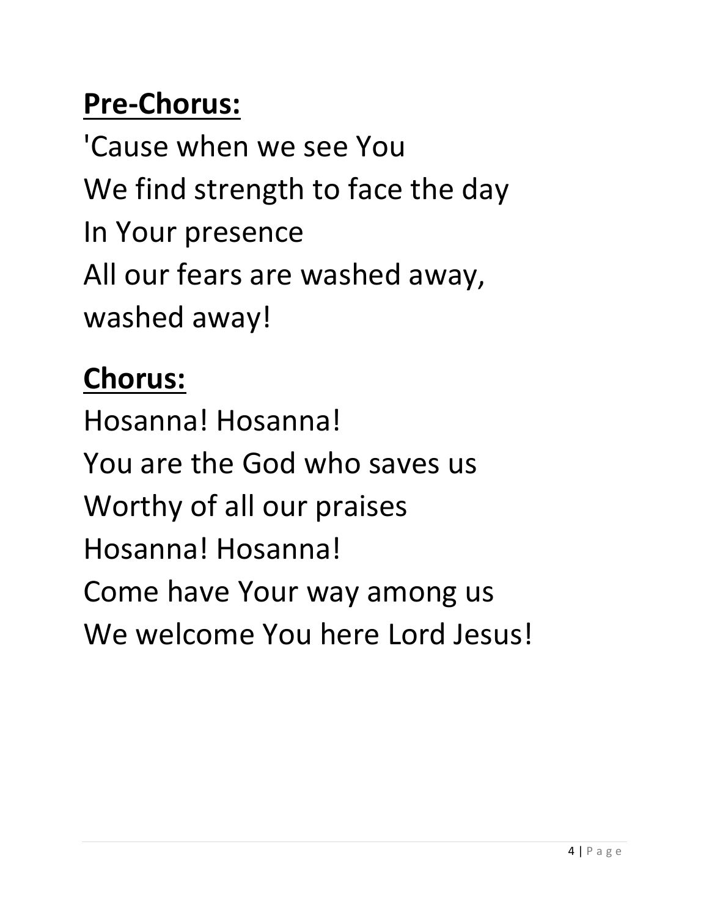**Pre-Chorus:**

'Cause when we see You
We find strength to face the day
In Your presence
All our fears are washed away,
washed away!

**Chorus:**

Hosanna! Hosanna!
You are the God who saves us
Worthy of all our praises
Hosanna! Hosanna!
Come have Your way among us
We welcome You here Lord Jesus!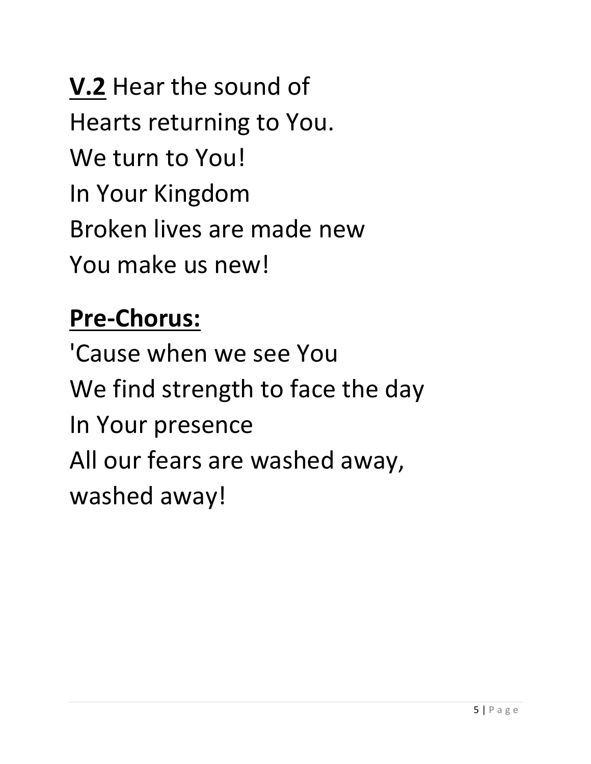**V.2** Hear the sound of
Hearts returning to You.
We turn to You!
In Your Kingdom
Broken lives are made new
You make us new!

**Pre-Chorus:**

'Cause when we see You
We find strength to face the day
In Your presence
All our fears are washed away,
washed away!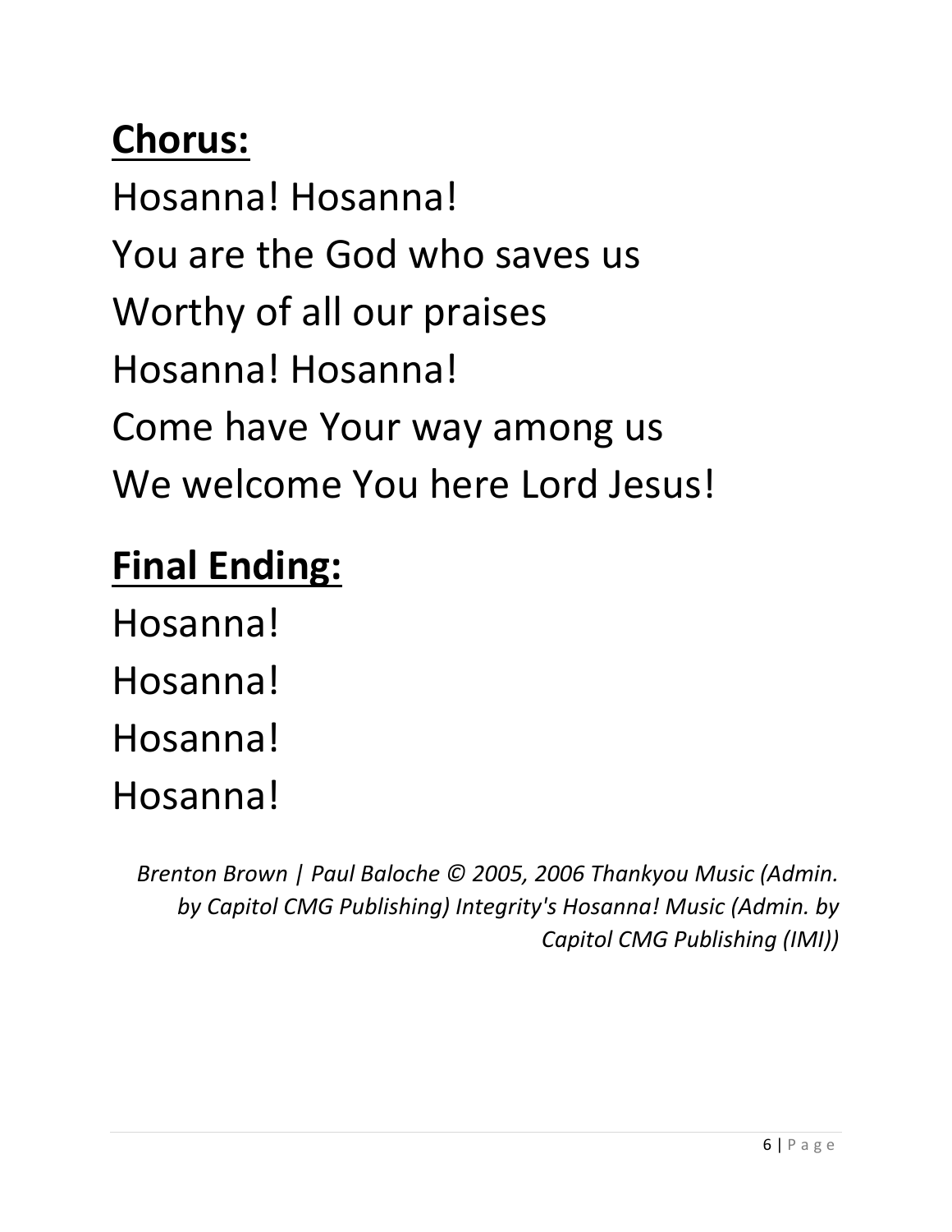## Chorus:

Hosanna! Hosanna!

You are the God who saves us

Worthy of all our praises

Hosanna! Hosanna!

Come have Your way among us

We welcome You here Lord Jesus!

## Final Ending:

Hosanna!

Hosanna!

Hosanna!

Hosanna!

*Brenton Brown | Paul Baloche © 2005, 2006 Thankyou Music (Admin. by Capitol CMG Publishing) Integrity's Hosanna! Music (Admin. by Capitol CMG Publishing (IMI))*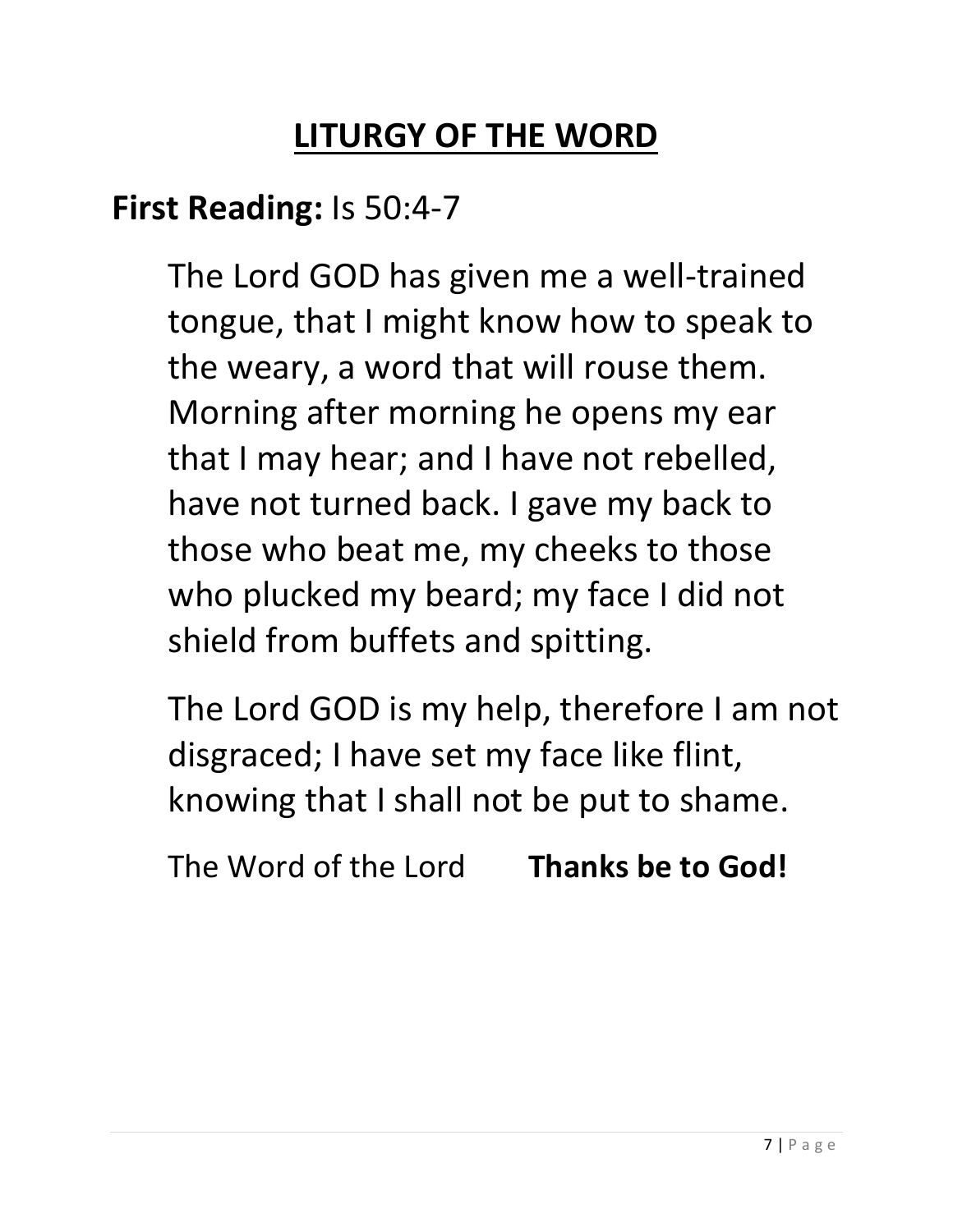# LITURGY OF THE WORD

**First Reading:** Is 50:4-7

The Lord GOD has given me a well-trained tongue, that I might know how to speak to the weary, a word that will rouse them. Morning after morning he opens my ear that I may hear; and I have not rebelled, have not turned back. I gave my back to those who beat me, my cheeks to those who plucked my beard; my face I did not shield from buffets and spitting.

The Lord GOD is my help, therefore I am not disgraced; I have set my face like flint, knowing that I shall not be put to shame.

The Word of the Lord **Thanks be to God!**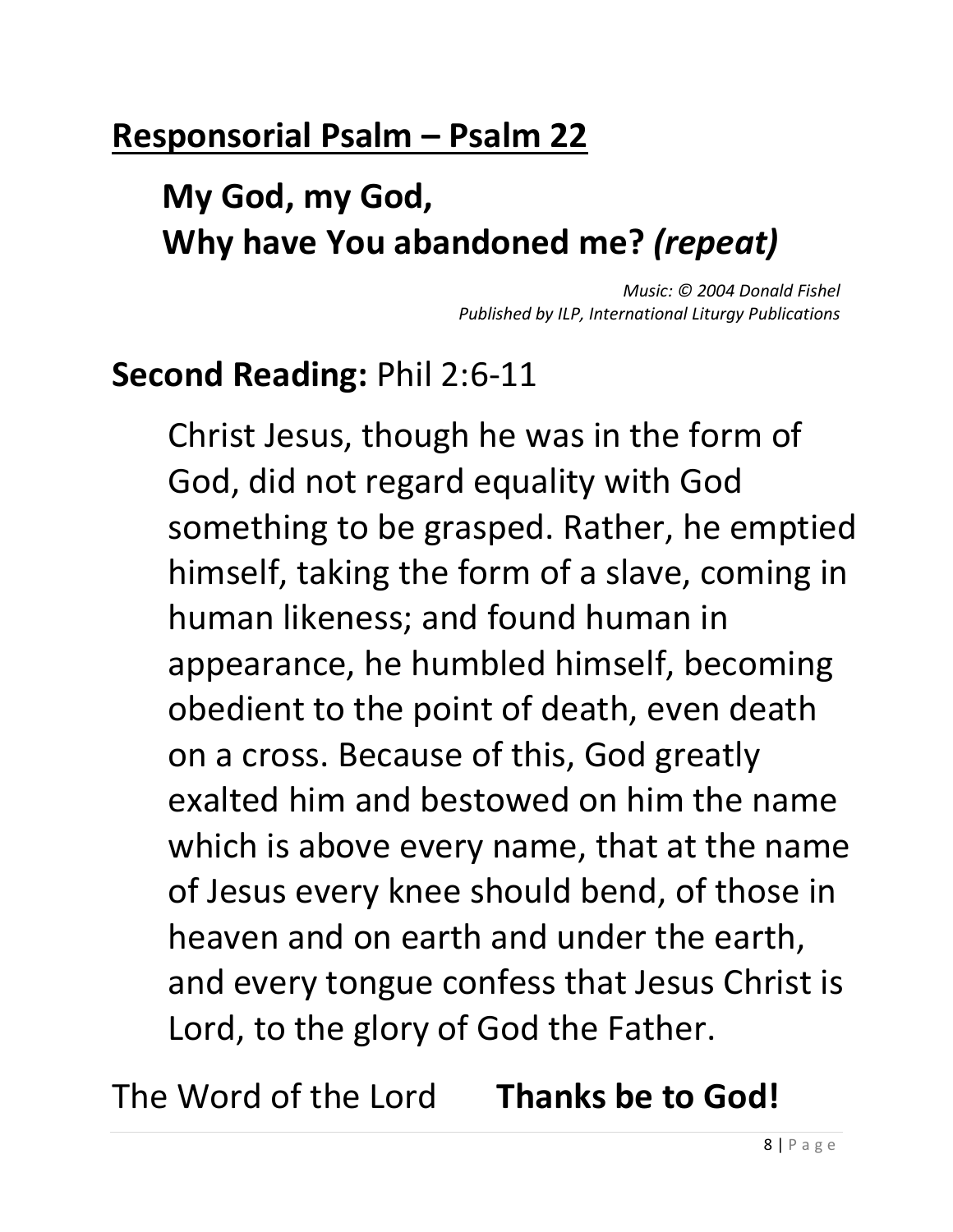## Responsorial Psalm – Psalm 22

**My God, my God,**
**Why have You abandoned me?** ***(repeat)***

*Music: © 2004 Donald Fishel*
*Published by ILP, International Liturgy Publications*

## **Second Reading:** Phil 2:6-11

Christ Jesus, though he was in the form of God, did not regard equality with God something to be grasped. Rather, he emptied himself, taking the form of a slave, coming in human likeness; and found human in appearance, he humbled himself, becoming obedient to the point of death, even death on a cross. Because of this, God greatly exalted him and bestowed on him the name which is above every name, that at the name of Jesus every knee should bend, of those in heaven and on earth and under the earth, and every tongue confess that Jesus Christ is Lord, to the glory of God the Father.

The Word of the Lord **Thanks be to God!**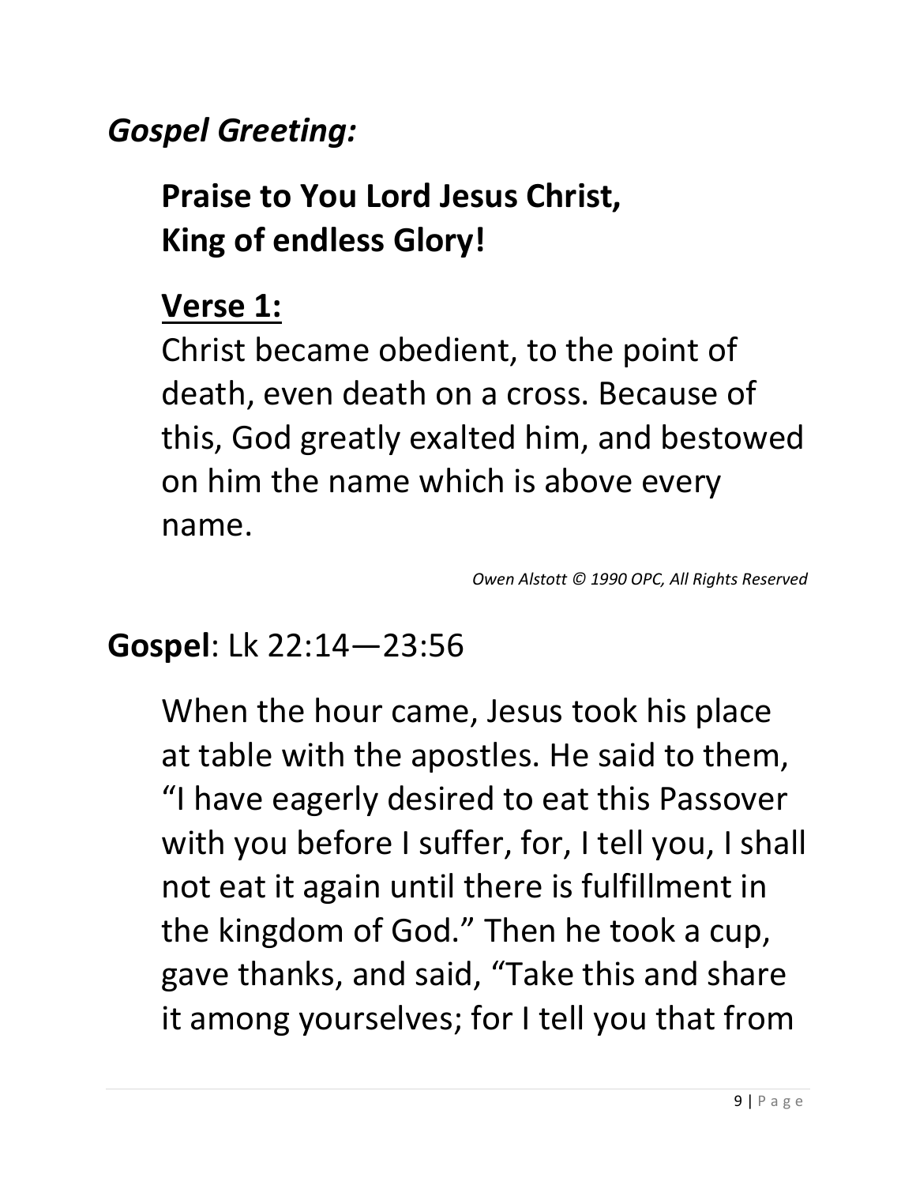*Gospel Greeting:*

**Praise to You Lord Jesus Christ,
King of endless Glory!**

**Verse 1:**

Christ became obedient, to the point of death, even death on a cross. Because of this, God greatly exalted him, and bestowed on him the name which is above every name.

*Owen Alstott © 1990 OPC, All Rights Reserved*

**Gospel**: Lk 22:14—23:56

When the hour came, Jesus took his place at table with the apostles. He said to them, "I have eagerly desired to eat this Passover with you before I suffer, for, I tell you, I shall not eat it again until there is fulfillment in the kingdom of God." Then he took a cup, gave thanks, and said, "Take this and share it among yourselves; for I tell you that from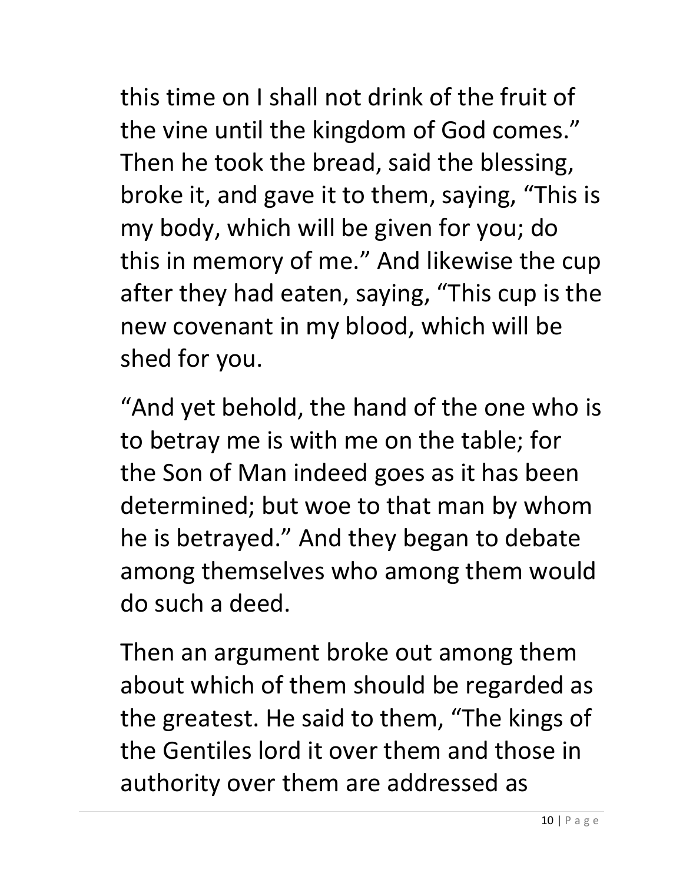this time on I shall not drink of the fruit of the vine until the kingdom of God comes." Then he took the bread, said the blessing, broke it, and gave it to them, saying, "This is my body, which will be given for you; do this in memory of me." And likewise the cup after they had eaten, saying, "This cup is the new covenant in my blood, which will be shed for you.

"And yet behold, the hand of the one who is to betray me is with me on the table; for the Son of Man indeed goes as it has been determined; but woe to that man by whom he is betrayed." And they began to debate among themselves who among them would do such a deed.

Then an argument broke out among them about which of them should be regarded as the greatest. He said to them, "The kings of the Gentiles lord it over them and those in authority over them are addressed as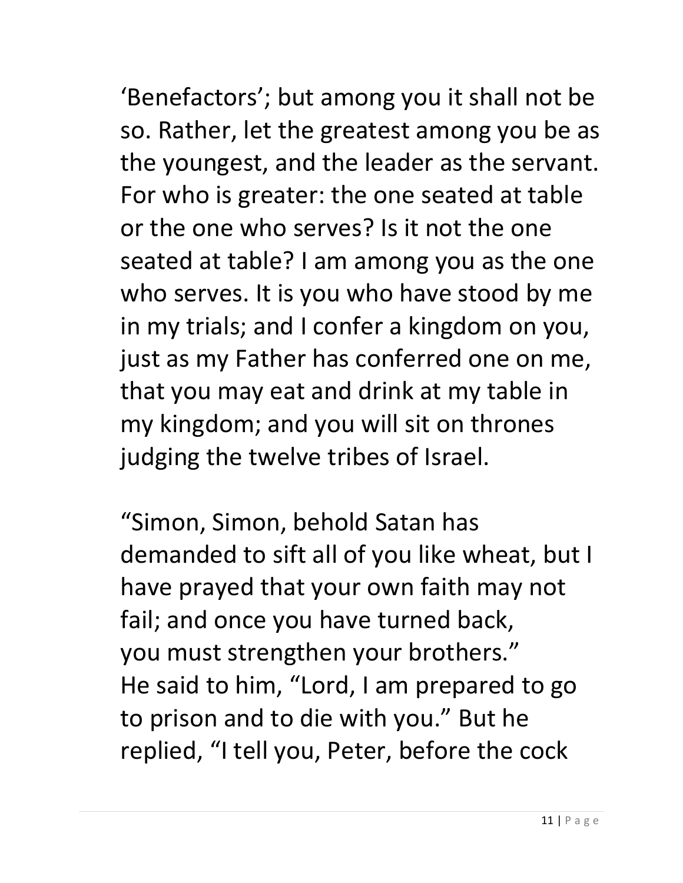'Benefactors'; but among you it shall not be so. Rather, let the greatest among you be as the youngest, and the leader as the servant. For who is greater: the one seated at table or the one who serves? Is it not the one seated at table? I am among you as the one who serves. It is you who have stood by me in my trials; and I confer a kingdom on you, just as my Father has conferred one on me, that you may eat and drink at my table in my kingdom; and you will sit on thrones judging the twelve tribes of Israel.

"Simon, Simon, behold Satan has demanded to sift all of you like wheat, but I have prayed that your own faith may not fail; and once you have turned back, you must strengthen your brothers."
He said to him, "Lord, I am prepared to go to prison and to die with you." But he replied, "I tell you, Peter, before the cock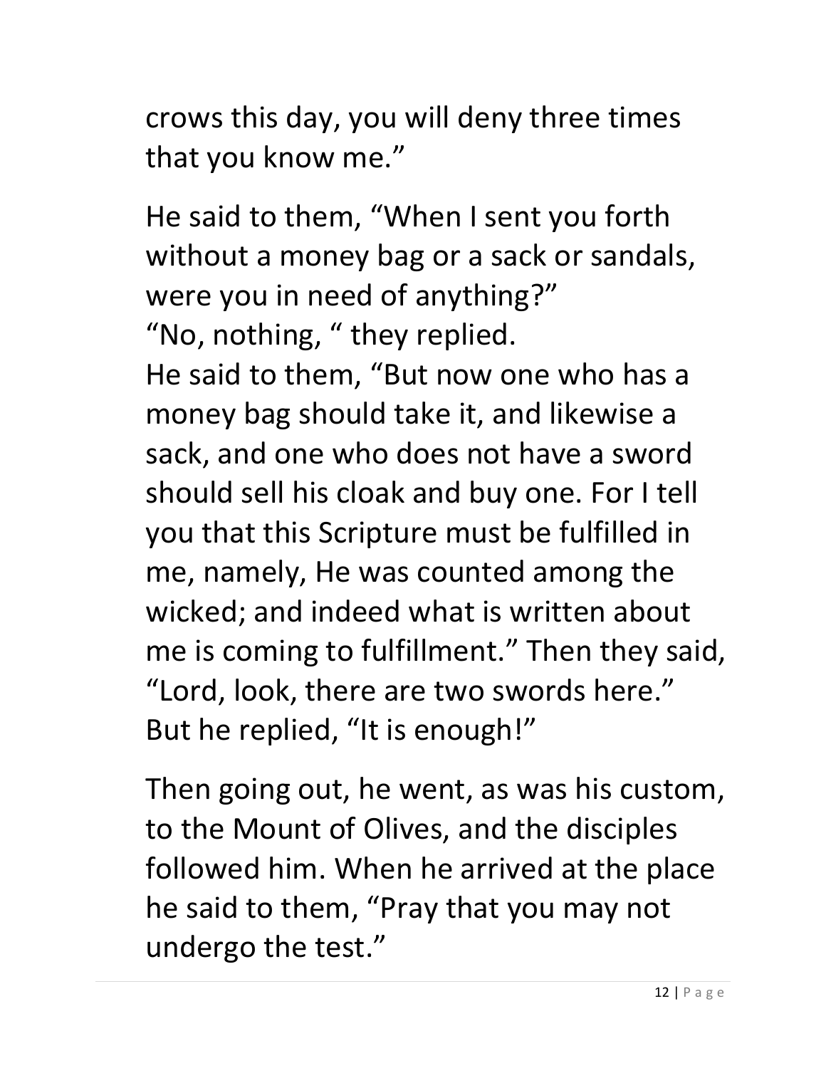crows this day, you will deny three times that you know me."

He said to them, "When I sent you forth without a money bag or a sack or sandals, were you in need of anything?"
"No, nothing, " they replied.
He said to them, "But now one who has a money bag should take it, and likewise a sack, and one who does not have a sword should sell his cloak and buy one. For I tell you that this Scripture must be fulfilled in me, namely, He was counted among the wicked; and indeed what is written about me is coming to fulfillment." Then they said, "Lord, look, there are two swords here." But he replied, "It is enough!"

Then going out, he went, as was his custom, to the Mount of Olives, and the disciples followed him. When he arrived at the place he said to them, "Pray that you may not undergo the test."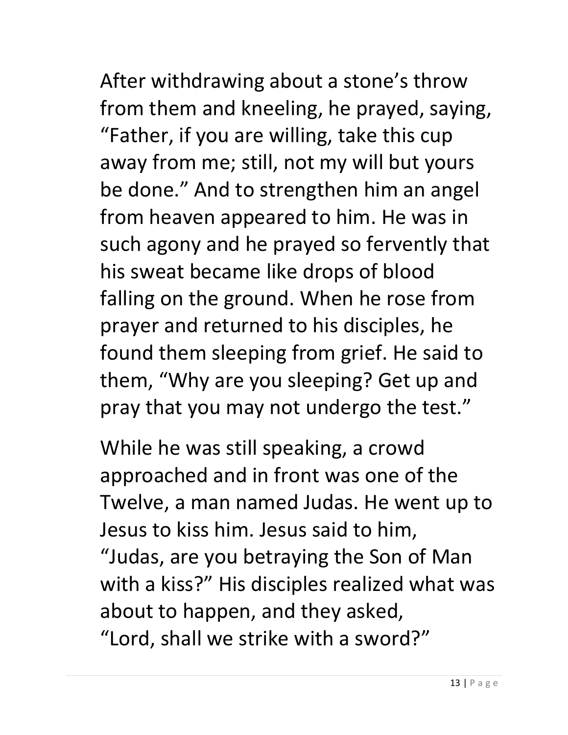After withdrawing about a stone’s throw from them and kneeling, he prayed, saying, “Father, if you are willing, take this cup away from me; still, not my will but yours be done.” And to strengthen him an angel from heaven appeared to him. He was in such agony and he prayed so fervently that his sweat became like drops of blood falling on the ground. When he rose from prayer and returned to his disciples, he found them sleeping from grief. He said to them, “Why are you sleeping? Get up and pray that you may not undergo the test.”

While he was still speaking, a crowd approached and in front was one of the Twelve, a man named Judas. He went up to Jesus to kiss him. Jesus said to him, “Judas, are you betraying the Son of Man with a kiss?” His disciples realized what was about to happen, and they asked, “Lord, shall we strike with a sword?”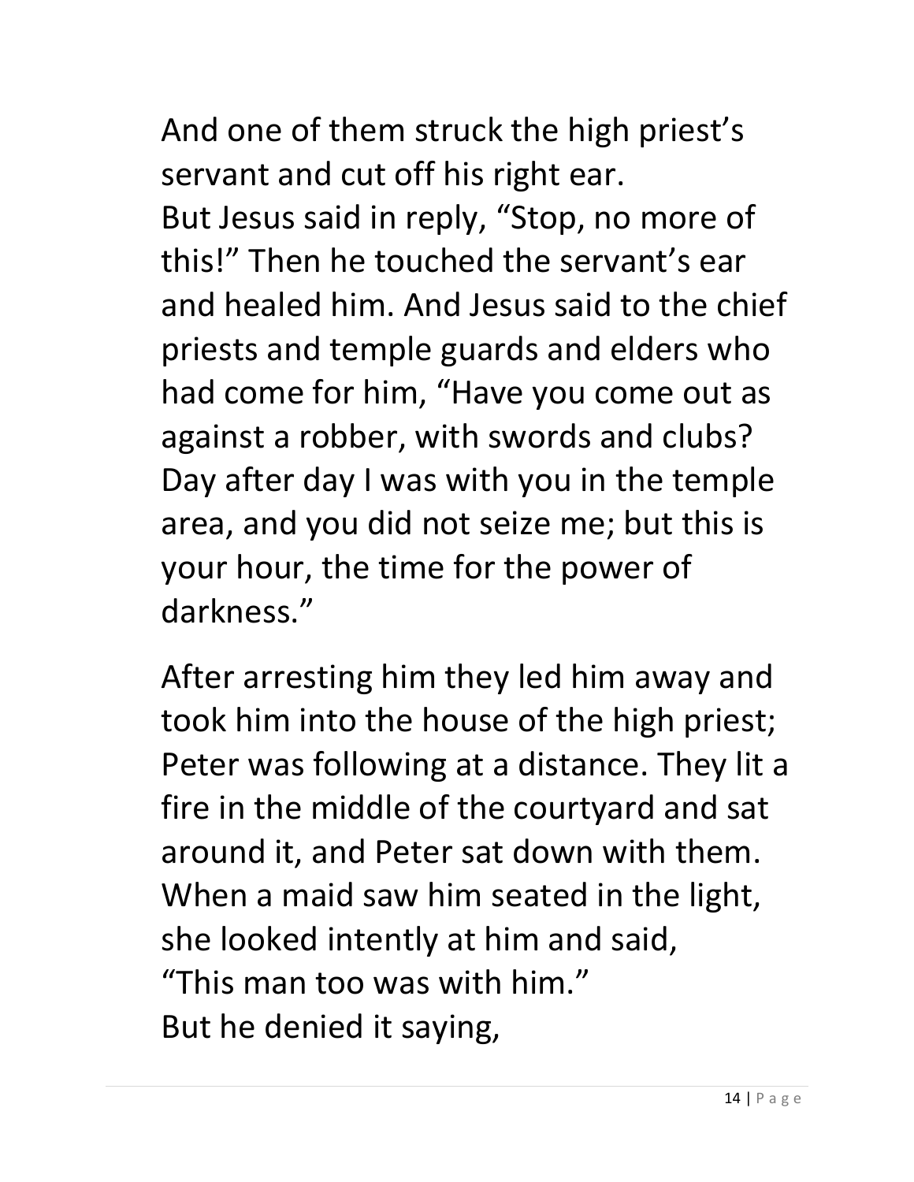And one of them struck the high priest's servant and cut off his right ear.
But Jesus said in reply, "Stop, no more of this!" Then he touched the servant's ear and healed him. And Jesus said to the chief priests and temple guards and elders who had come for him, "Have you come out as against a robber, with swords and clubs? Day after day I was with you in the temple area, and you did not seize me; but this is your hour, the time for the power of darkness."

After arresting him they led him away and took him into the house of the high priest; Peter was following at a distance. They lit a fire in the middle of the courtyard and sat around it, and Peter sat down with them. When a maid saw him seated in the light, she looked intently at him and said,
"This man too was with him."
But he denied it saying,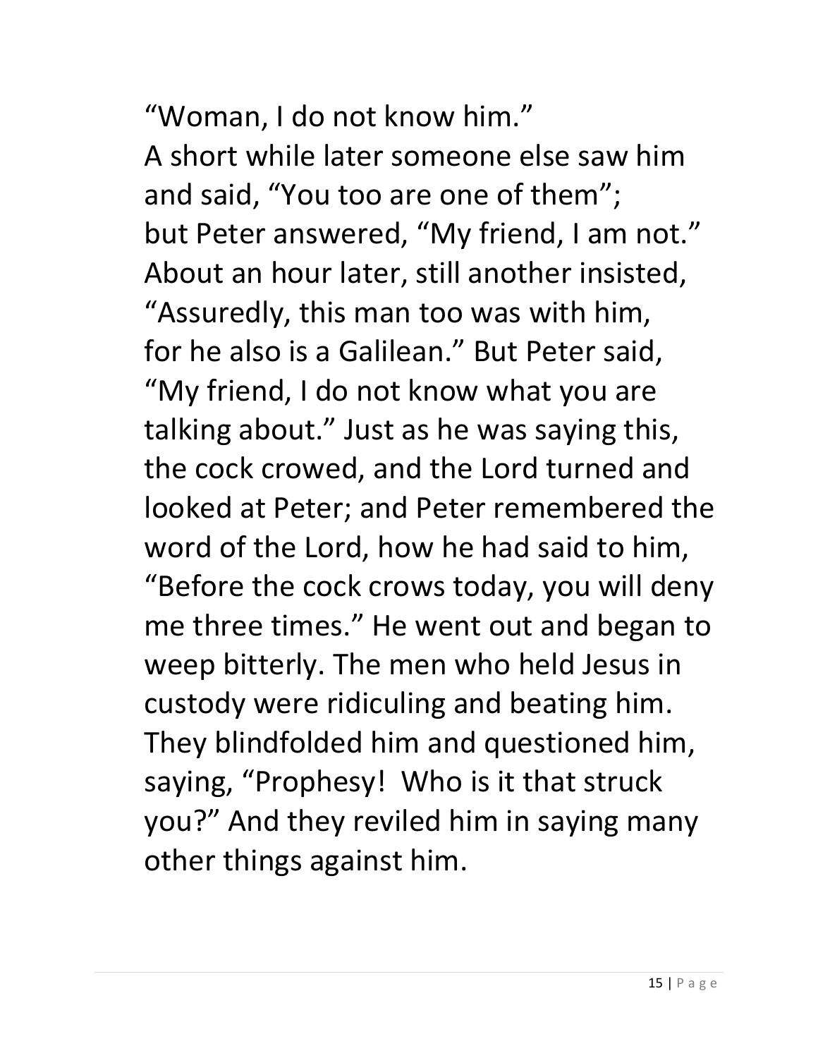"Woman, I do not know him."
A short while later someone else saw him and said, "You too are one of them"; but Peter answered, "My friend, I am not." About an hour later, still another insisted, "Assuredly, this man too was with him, for he also is a Galilean." But Peter said, "My friend, I do not know what you are talking about." Just as he was saying this, the cock crowed, and the Lord turned and looked at Peter; and Peter remembered the word of the Lord, how he had said to him, "Before the cock crows today, you will deny me three times." He went out and began to weep bitterly. The men who held Jesus in custody were ridiculing and beating him. They blindfolded him and questioned him, saying, "Prophesy! Who is it that struck you?" And they reviled him in saying many other things against him.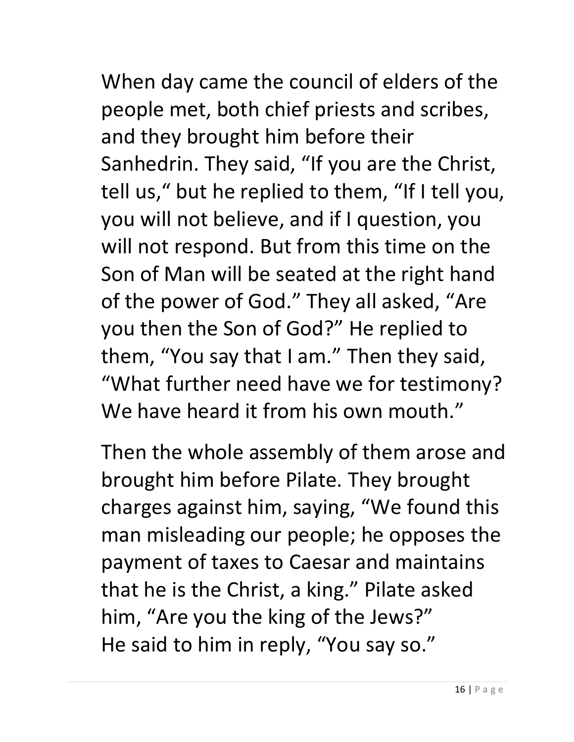When day came the council of elders of the people met, both chief priests and scribes, and they brought him before their Sanhedrin. They said, “If you are the Christ, tell us,“ but he replied to them, “If I tell you, you will not believe, and if I question, you will not respond. But from this time on the Son of Man will be seated at the right hand of the power of God.” They all asked, “Are you then the Son of God?” He replied to them, “You say that I am.” Then they said, “What further need have we for testimony? We have heard it from his own mouth.”

Then the whole assembly of them arose and brought him before Pilate. They brought charges against him, saying, “We found this man misleading our people; he opposes the payment of taxes to Caesar and maintains that he is the Christ, a king.” Pilate asked him, “Are you the king of the Jews?”
He said to him in reply, “You say so.”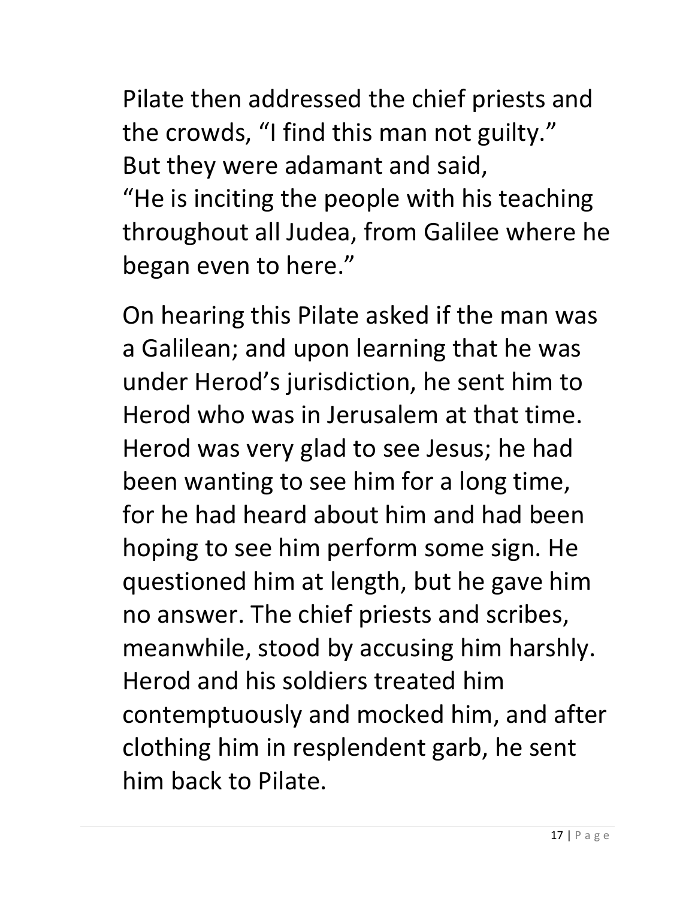Pilate then addressed the chief priests and the crowds, “I find this man not guilty.” But they were adamant and said,
“He is inciting the people with his teaching throughout all Judea, from Galilee where he began even to here.”

On hearing this Pilate asked if the man was a Galilean; and upon learning that he was under Herod’s jurisdiction, he sent him to Herod who was in Jerusalem at that time. Herod was very glad to see Jesus; he had been wanting to see him for a long time, for he had heard about him and had been hoping to see him perform some sign. He questioned him at length, but he gave him no answer. The chief priests and scribes, meanwhile, stood by accusing him harshly. Herod and his soldiers treated him contemptuously and mocked him, and after clothing him in resplendent garb, he sent him back to Pilate.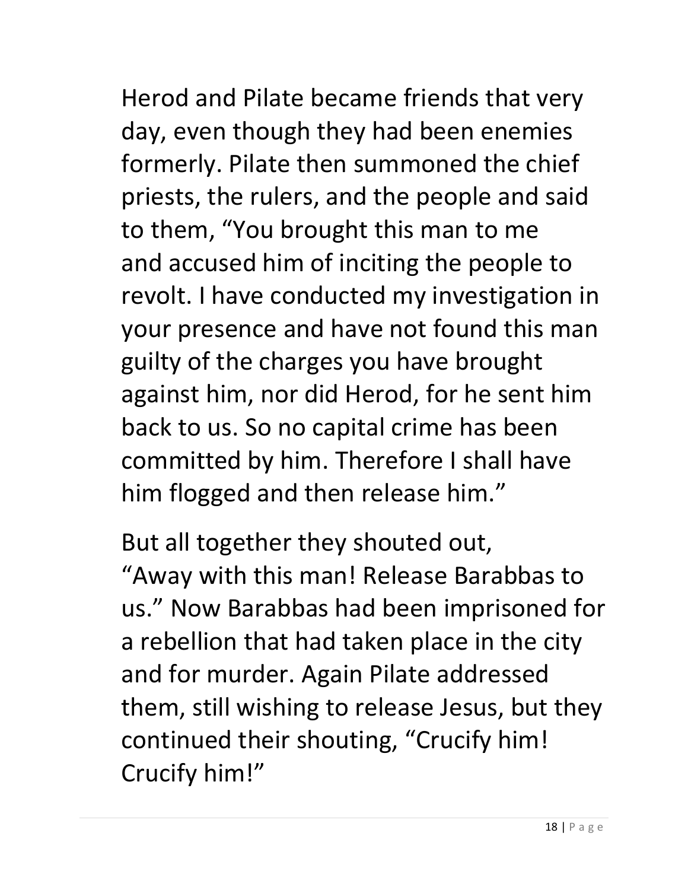Herod and Pilate became friends that very day, even though they had been enemies formerly. Pilate then summoned the chief priests, the rulers, and the people and said to them, “You brought this man to me and accused him of inciting the people to revolt. I have conducted my investigation in your presence and have not found this man guilty of the charges you have brought against him, nor did Herod, for he sent him back to us. So no capital crime has been committed by him. Therefore I shall have him flogged and then release him.”

But all together they shouted out, “Away with this man! Release Barabbas to us.” Now Barabbas had been imprisoned for a rebellion that had taken place in the city and for murder. Again Pilate addressed them, still wishing to release Jesus, but they continued their shouting, “Crucify him! Crucify him!”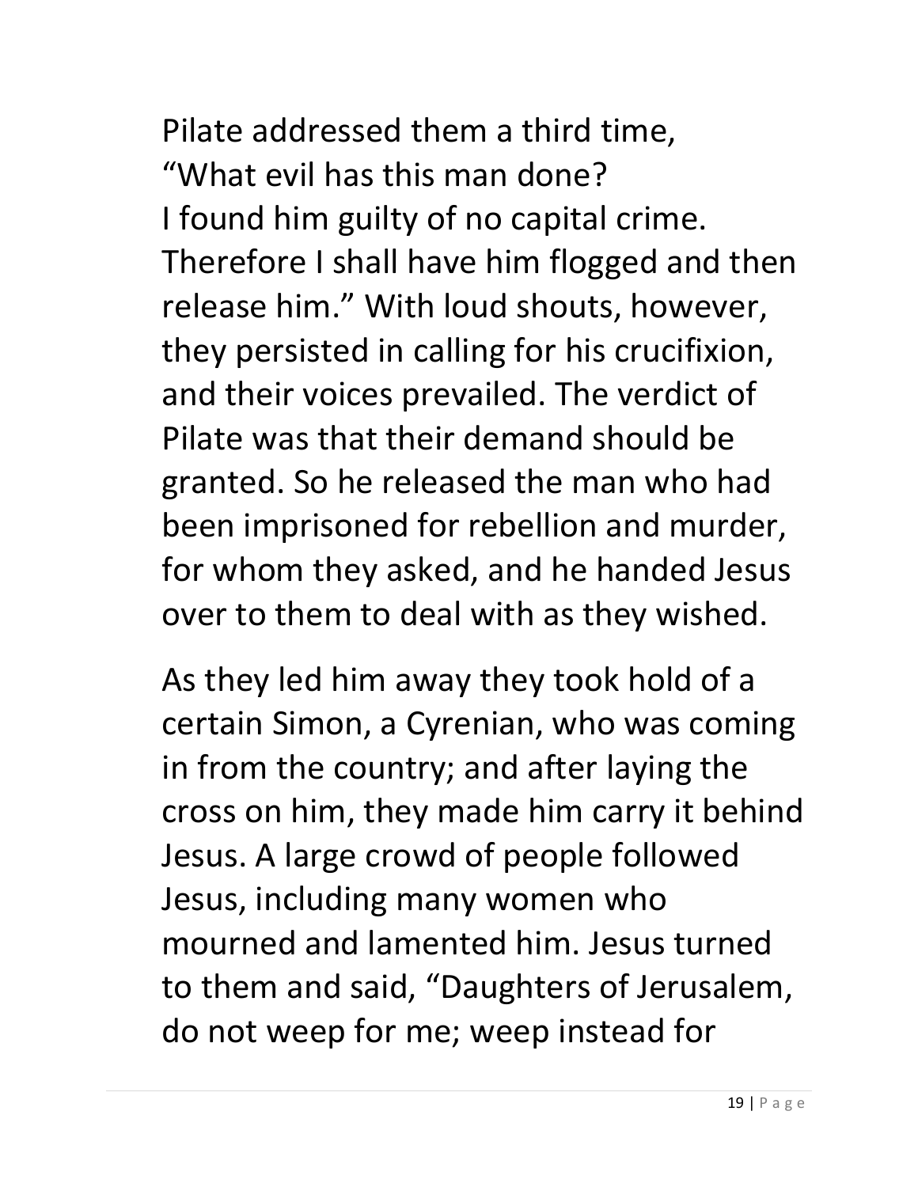Pilate addressed them a third time, "What evil has this man done? I found him guilty of no capital crime. Therefore I shall have him flogged and then release him." With loud shouts, however, they persisted in calling for his crucifixion, and their voices prevailed. The verdict of Pilate was that their demand should be granted. So he released the man who had been imprisoned for rebellion and murder, for whom they asked, and he handed Jesus over to them to deal with as they wished.

As they led him away they took hold of a certain Simon, a Cyrenian, who was coming in from the country; and after laying the cross on him, they made him carry it behind Jesus. A large crowd of people followed Jesus, including many women who mourned and lamented him. Jesus turned to them and said, "Daughters of Jerusalem, do not weep for me; weep instead for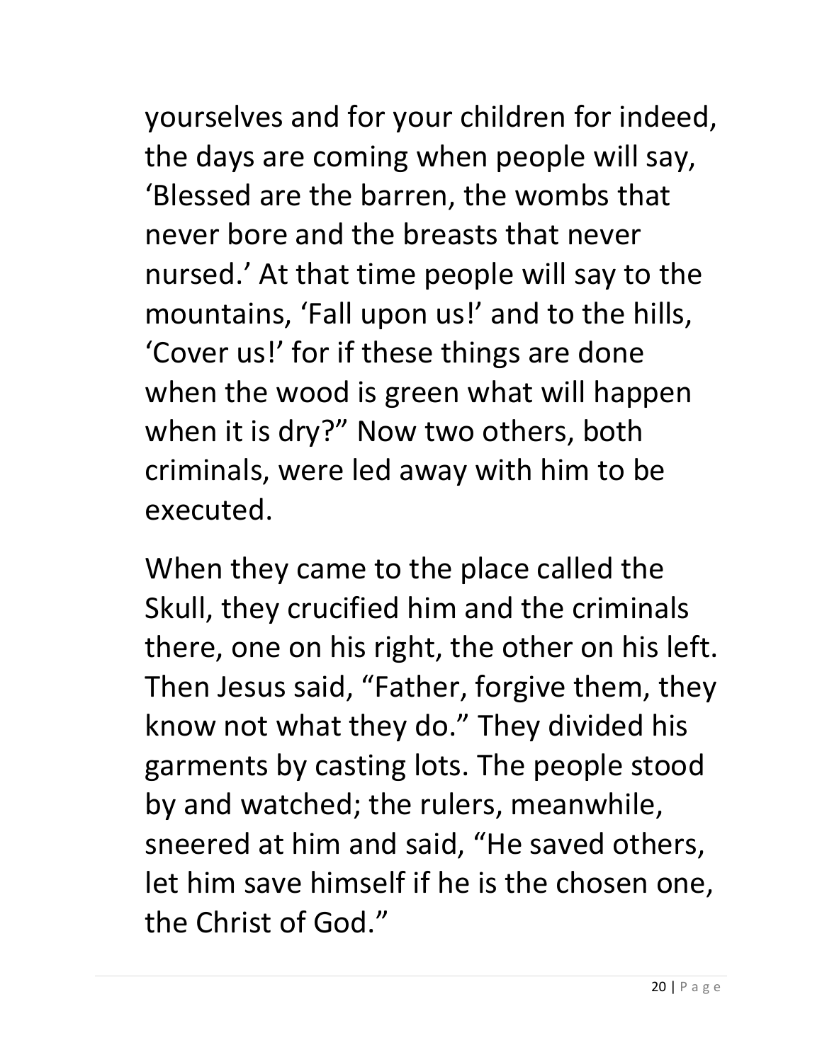yourselves and for your children for indeed, the days are coming when people will say, 'Blessed are the barren, the wombs that never bore and the breasts that never nursed.' At that time people will say to the mountains, 'Fall upon us!' and to the hills, 'Cover us!' for if these things are done when the wood is green what will happen when it is dry?" Now two others, both criminals, were led away with him to be executed.

When they came to the place called the Skull, they crucified him and the criminals there, one on his right, the other on his left. Then Jesus said, "Father, forgive them, they know not what they do." They divided his garments by casting lots. The people stood by and watched; the rulers, meanwhile, sneered at him and said, "He saved others, let him save himself if he is the chosen one, the Christ of God."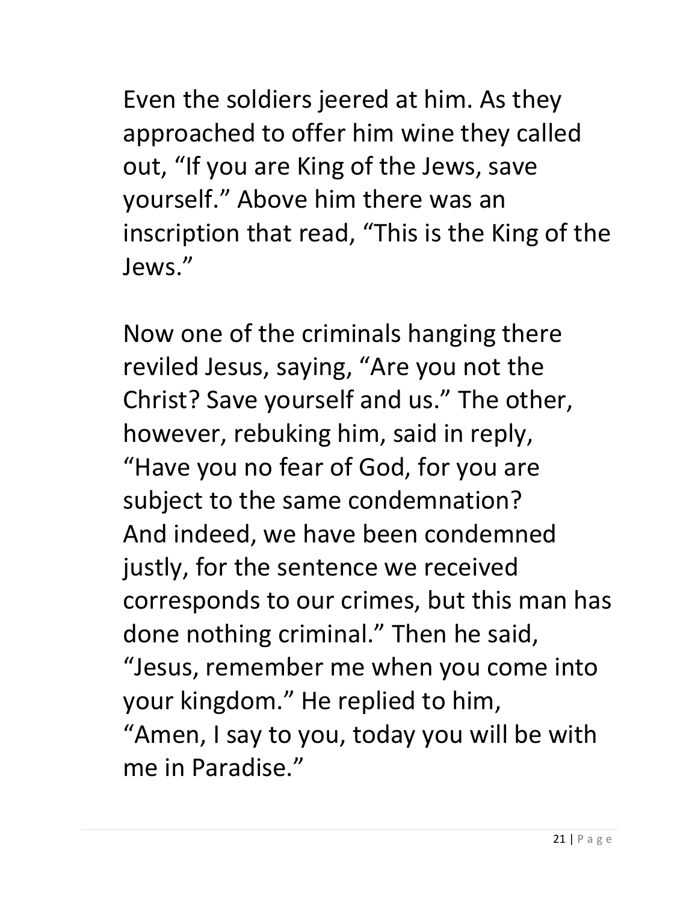Even the soldiers jeered at him. As they approached to offer him wine they called out, “If you are King of the Jews, save yourself.” Above him there was an inscription that read, “This is the King of the Jews.”

Now one of the criminals hanging there reviled Jesus, saying, “Are you not the Christ? Save yourself and us.” The other, however, rebuking him, said in reply, “Have you no fear of God, for you are subject to the same condemnation? And indeed, we have been condemned justly, for the sentence we received corresponds to our crimes, but this man has done nothing criminal.” Then he said, “Jesus, remember me when you come into your kingdom.” He replied to him, “Amen, I say to you, today you will be with me in Paradise.”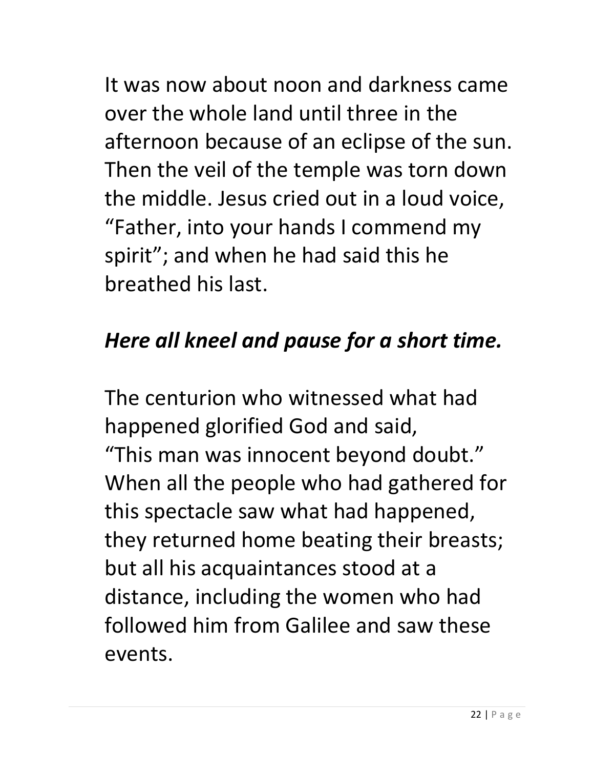It was now about noon and darkness came over the whole land until three in the afternoon because of an eclipse of the sun. Then the veil of the temple was torn down the middle. Jesus cried out in a loud voice, “Father, into your hands I commend my spirit”; and when he had said this he breathed his last.

***Here all kneel and pause for a short time.***

The centurion who witnessed what had happened glorified God and said, “This man was innocent beyond doubt.” When all the people who had gathered for this spectacle saw what had happened, they returned home beating their breasts; but all his acquaintances stood at a distance, including the women who had followed him from Galilee and saw these events.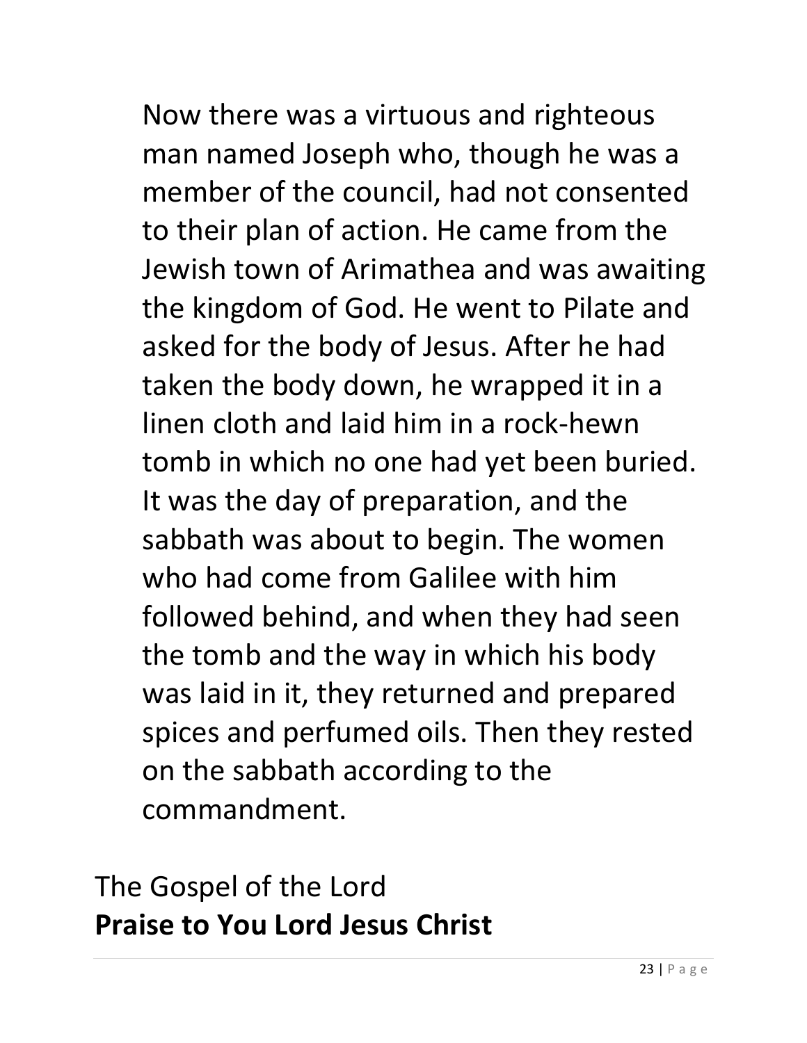Now there was a virtuous and righteous man named Joseph who, though he was a member of the council, had not consented to their plan of action. He came from the Jewish town of Arimathea and was awaiting the kingdom of God. He went to Pilate and asked for the body of Jesus. After he had taken the body down, he wrapped it in a linen cloth and laid him in a rock-hewn tomb in which no one had yet been buried. It was the day of preparation, and the sabbath was about to begin. The women who had come from Galilee with him followed behind, and when they had seen the tomb and the way in which his body was laid in it, they returned and prepared spices and perfumed oils. Then they rested on the sabbath according to the commandment.

The Gospel of the Lord
**Praise to You Lord Jesus Christ**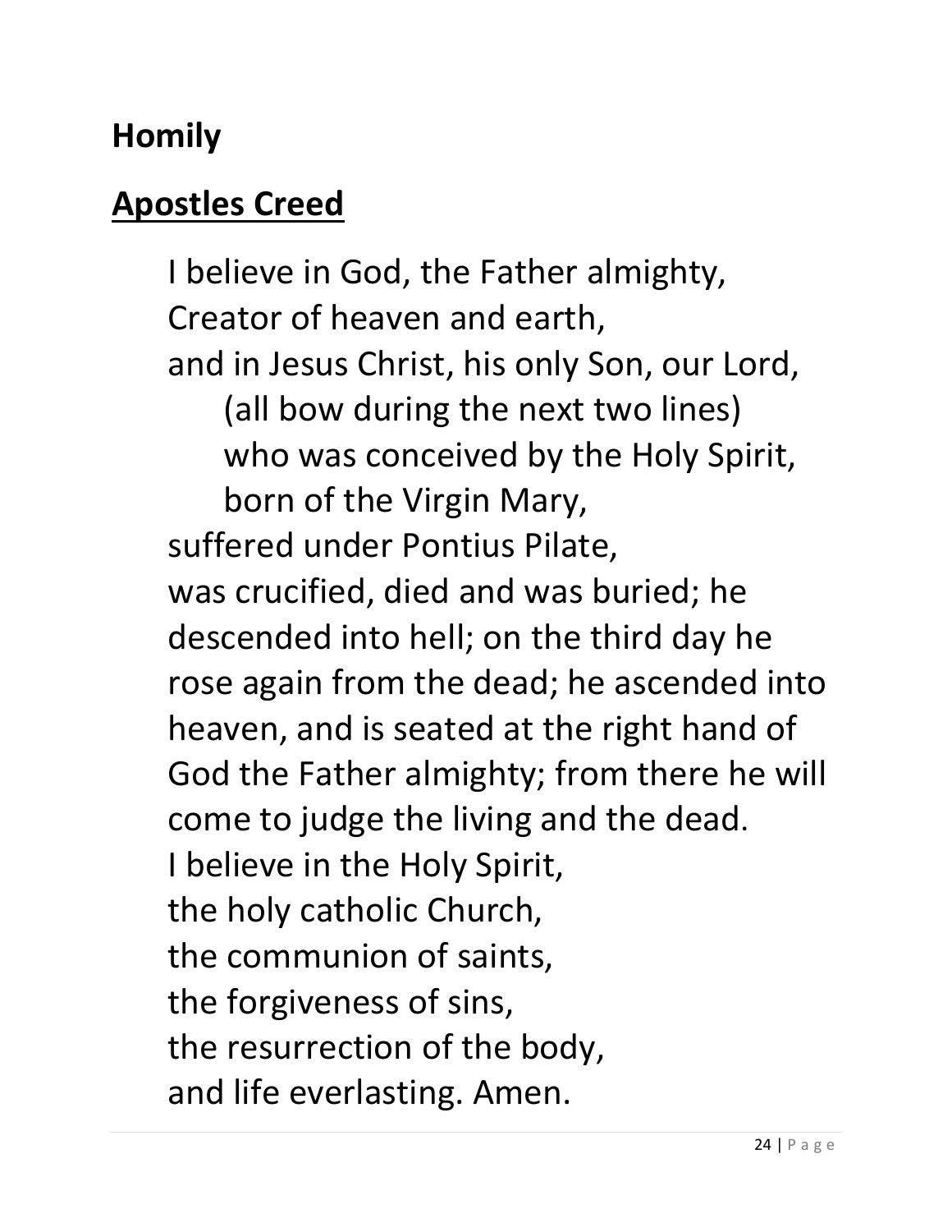## Homily

## <u>Apostles Creed</u>

I believe in God, the Father almighty,
Creator of heaven and earth,
and in Jesus Christ, his only Son, our Lord,
    (all bow during the next two lines)
    who was conceived by the Holy Spirit,
    born of the Virgin Mary,
suffered under Pontius Pilate,
was crucified, died and was buried; he descended into hell; on the third day he rose again from the dead; he ascended into heaven, and is seated at the right hand of God the Father almighty; from there he will come to judge the living and the dead.
I believe in the Holy Spirit,
the holy catholic Church,
the communion of saints,
the forgiveness of sins,
the resurrection of the body,
and life everlasting. Amen.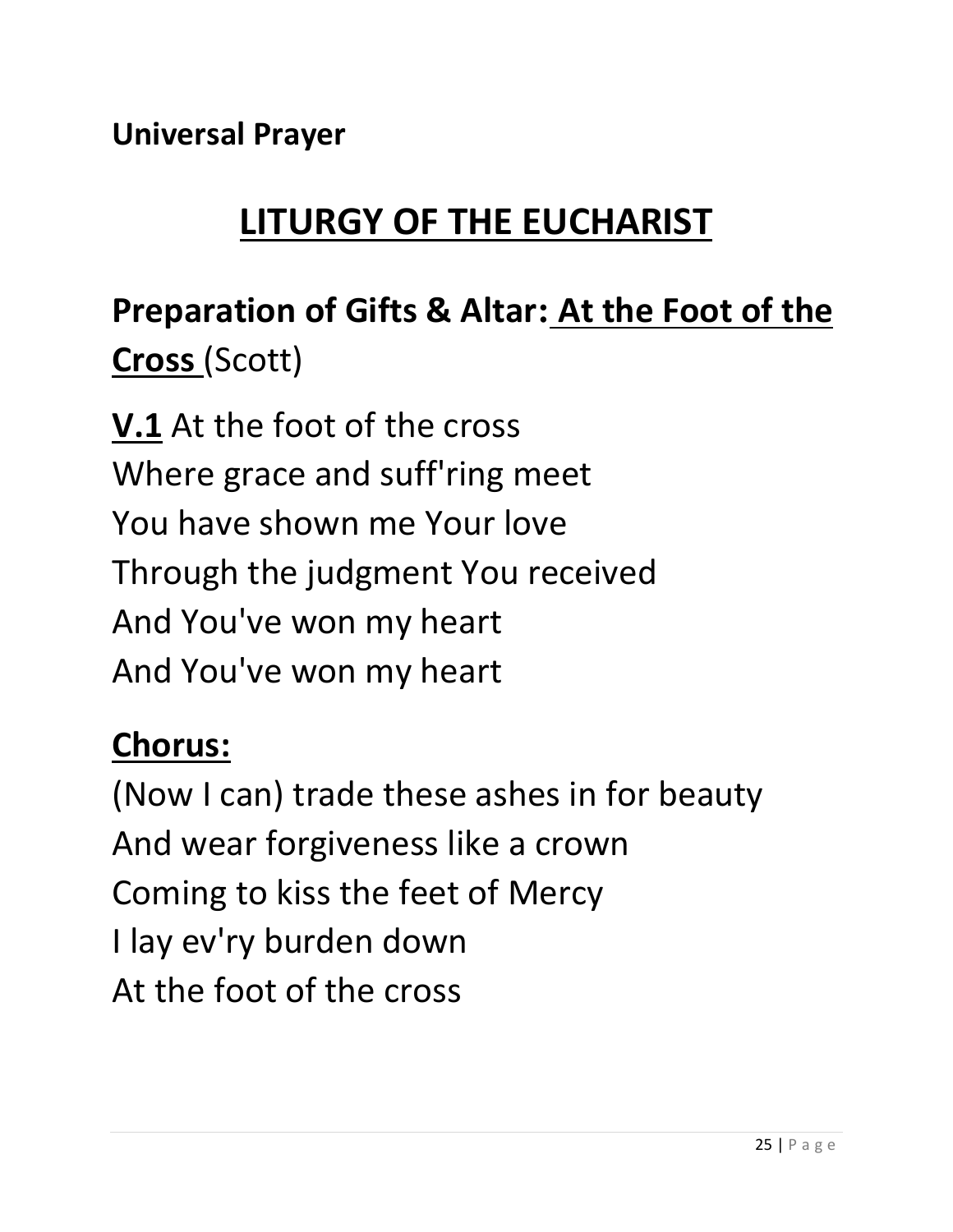**Universal Prayer**

# LITURGY OF THE EUCHARIST

## Preparation of Gifts & Altar: At the Foot of the Cross (Scott)

**V.1** At the foot of the cross
Where grace and suff'ring meet
You have shown me Your love
Through the judgment You received
And You've won my heart
And You've won my heart

**Chorus:**
(Now I can) trade these ashes in for beauty
And wear forgiveness like a crown
Coming to kiss the feet of Mercy
I lay ev'ry burden down
At the foot of the cross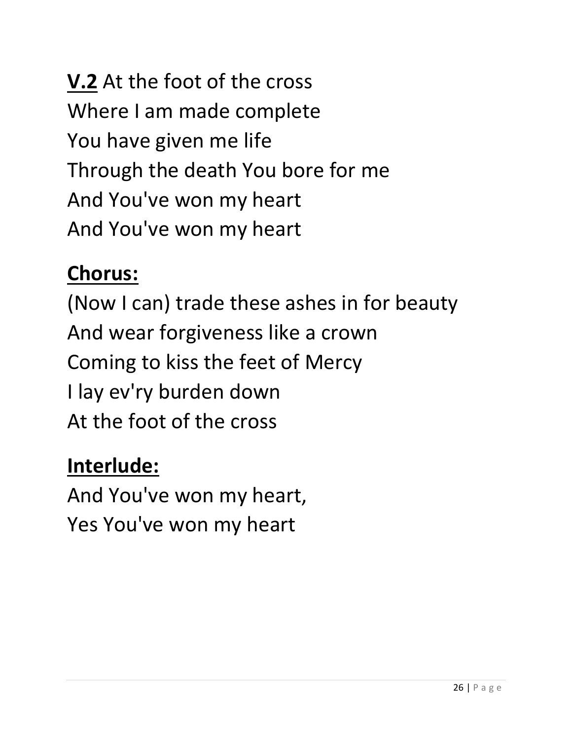**V.2** At the foot of the cross
Where I am made complete
You have given me life
Through the death You bore for me
And You've won my heart
And You've won my heart

**Chorus:**

(Now I can) trade these ashes in for beauty
And wear forgiveness like a crown
Coming to kiss the feet of Mercy
I lay ev'ry burden down
At the foot of the cross

**Interlude:**

And You've won my heart,
Yes You've won my heart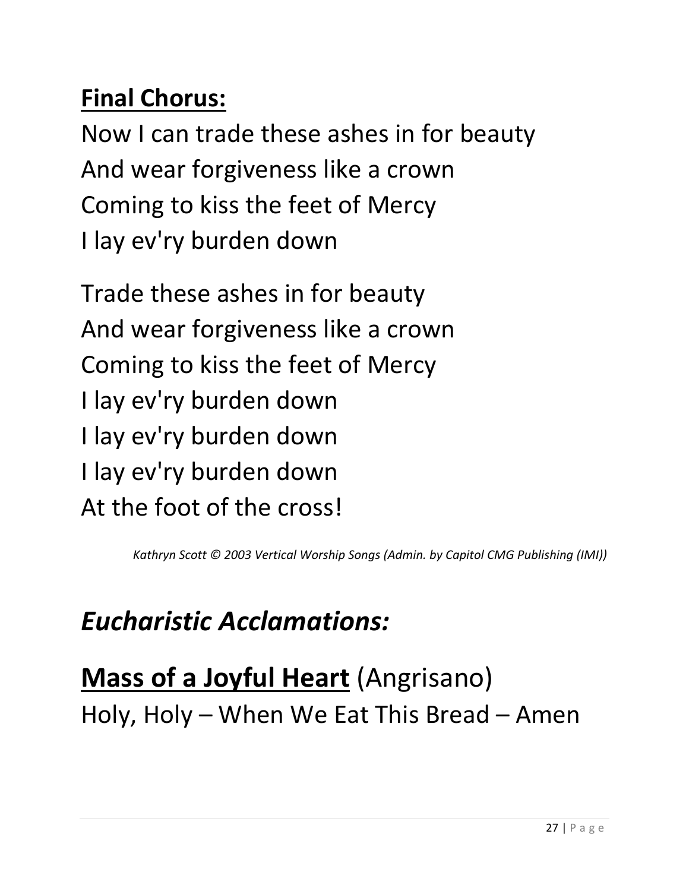**<u>Final Chorus:</u>**

Now I can trade these ashes in for beauty
And wear forgiveness like a crown
Coming to kiss the feet of Mercy
I lay ev'ry burden down

Trade these ashes in for beauty
And wear forgiveness like a crown
Coming to kiss the feet of Mercy
I lay ev'ry burden down
I lay ev'ry burden down
I lay ev'ry burden down
At the foot of the cross!

*Kathryn Scott © 2003 Vertical Worship Songs (Admin. by Capitol CMG Publishing (IMI))*

## *Eucharistic Acclamations:*

## **<u>Mass of a Joyful Heart</u>** (Angrisano)

Holy, Holy – When We Eat This Bread – Amen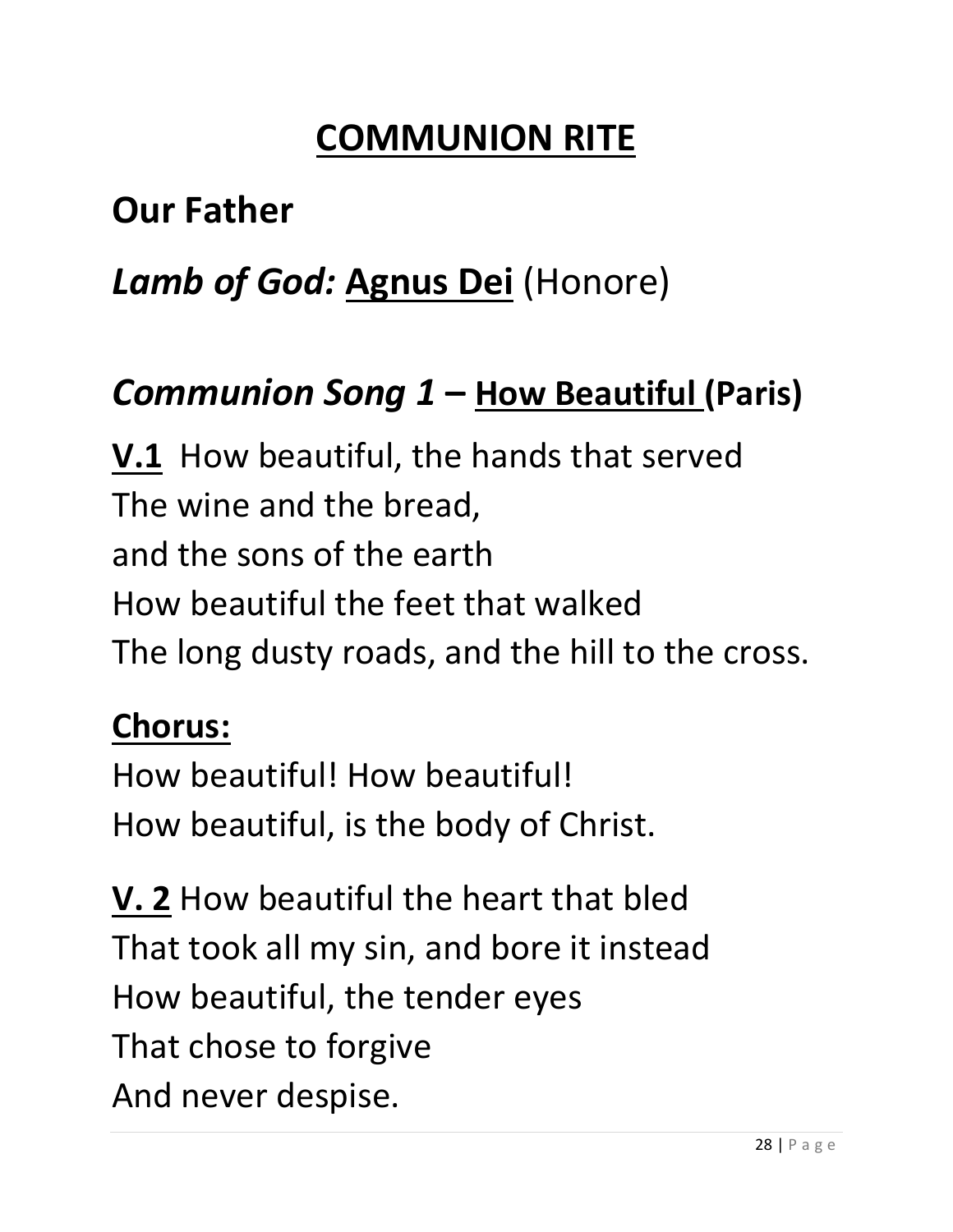# COMMUNION RITE

## Our Father

## *Lamb of God:* Agnus Dei (Honore)

## *Communion Song 1* – How Beautiful (Paris)

**V.1** How beautiful, the hands that served
The wine and the bread,
and the sons of the earth
How beautiful the feet that walked
The long dusty roads, and the hill to the cross.

**Chorus:**
How beautiful! How beautiful!
How beautiful, is the body of Christ.

**V. 2** How beautiful the heart that bled
That took all my sin, and bore it instead
How beautiful, the tender eyes
That chose to forgive
And never despise.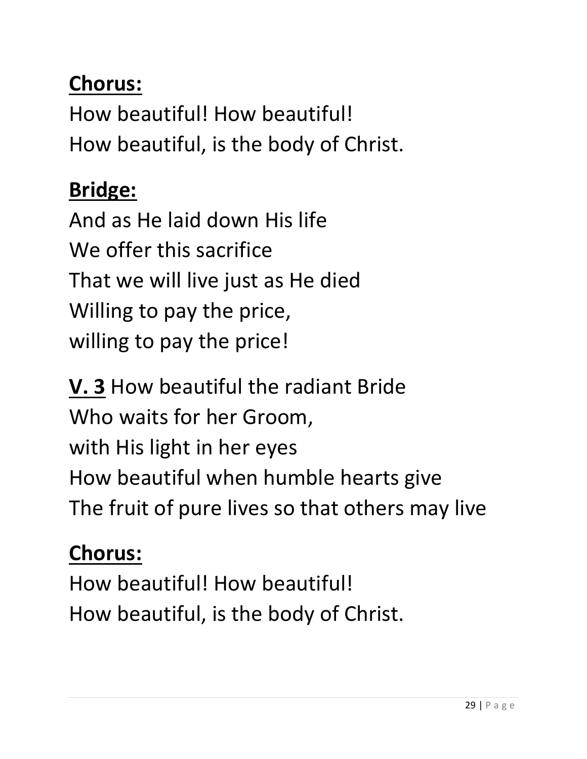**Chorus:**

How beautiful! How beautiful!
How beautiful, is the body of Christ.

**Bridge:**

And as He laid down His life
We offer this sacrifice
That we will live just as He died
Willing to pay the price,
willing to pay the price!

**V. 3** How beautiful the radiant Bride
Who waits for her Groom,
with His light in her eyes
How beautiful when humble hearts give
The fruit of pure lives so that others may live

**Chorus:**

How beautiful! How beautiful!
How beautiful, is the body of Christ.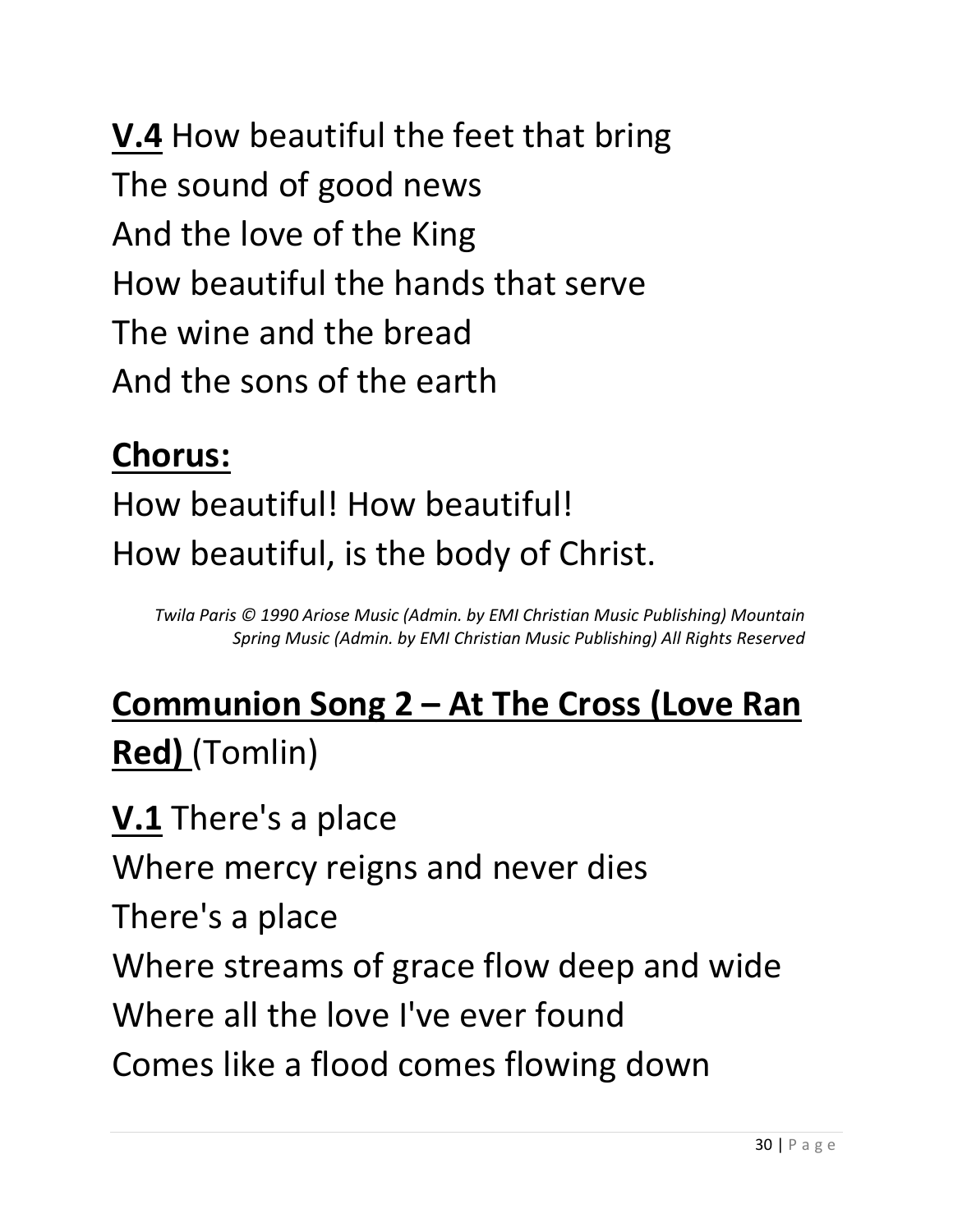**V.4** How beautiful the feet that bring
The sound of good news
And the love of the King
How beautiful the hands that serve
The wine and the bread
And the sons of the earth

**Chorus:**

How beautiful! How beautiful!
How beautiful, is the body of Christ.

*Twila Paris © 1990 Ariose Music (Admin. by EMI Christian Music Publishing) Mountain Spring Music (Admin. by EMI Christian Music Publishing) All Rights Reserved*

## Communion Song 2 – At The Cross (Love Ran Red) (Tomlin)

**V.1** There's a place
Where mercy reigns and never dies
There's a place
Where streams of grace flow deep and wide
Where all the love I've ever found
Comes like a flood comes flowing down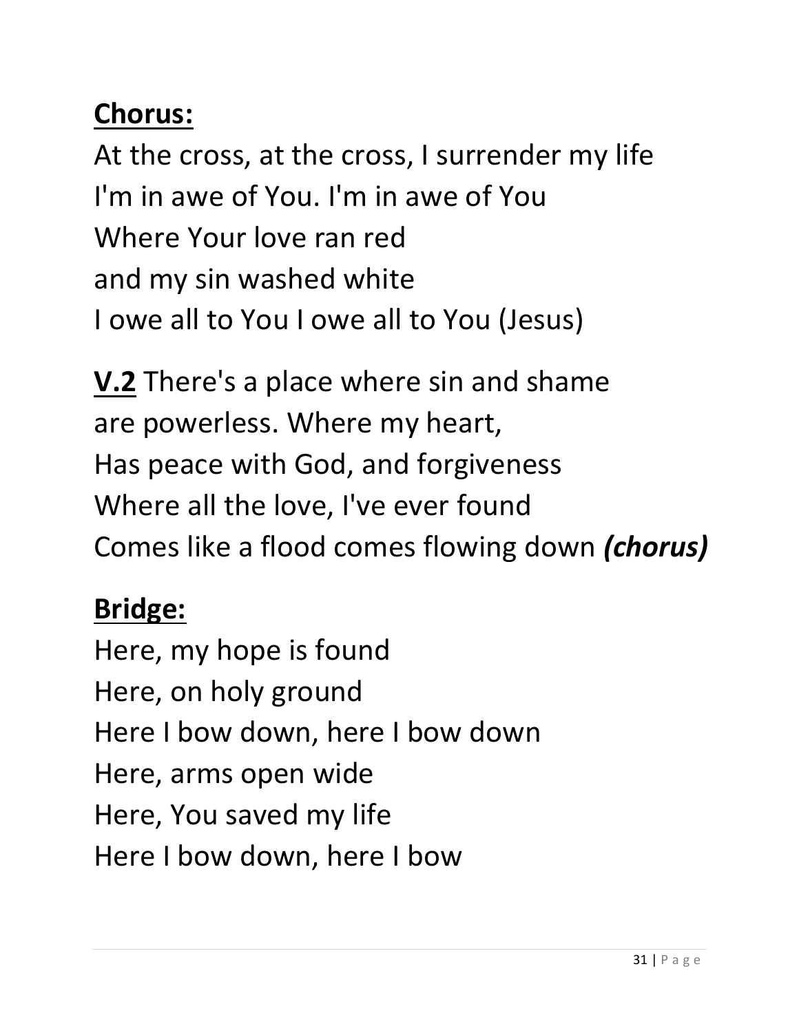**Chorus:**

At the cross, at the cross, I surrender my life
I'm in awe of You. I'm in awe of You
Where Your love ran red
and my sin washed white
I owe all to You I owe all to You (Jesus)

**V.2** There's a place where sin and shame
are powerless. Where my heart,
Has peace with God, and forgiveness
Where all the love, I've ever found
Comes like a flood comes flowing down ***(chorus)***

**Bridge:**

Here, my hope is found
Here, on holy ground
Here I bow down, here I bow down
Here, arms open wide
Here, You saved my life
Here I bow down, here I bow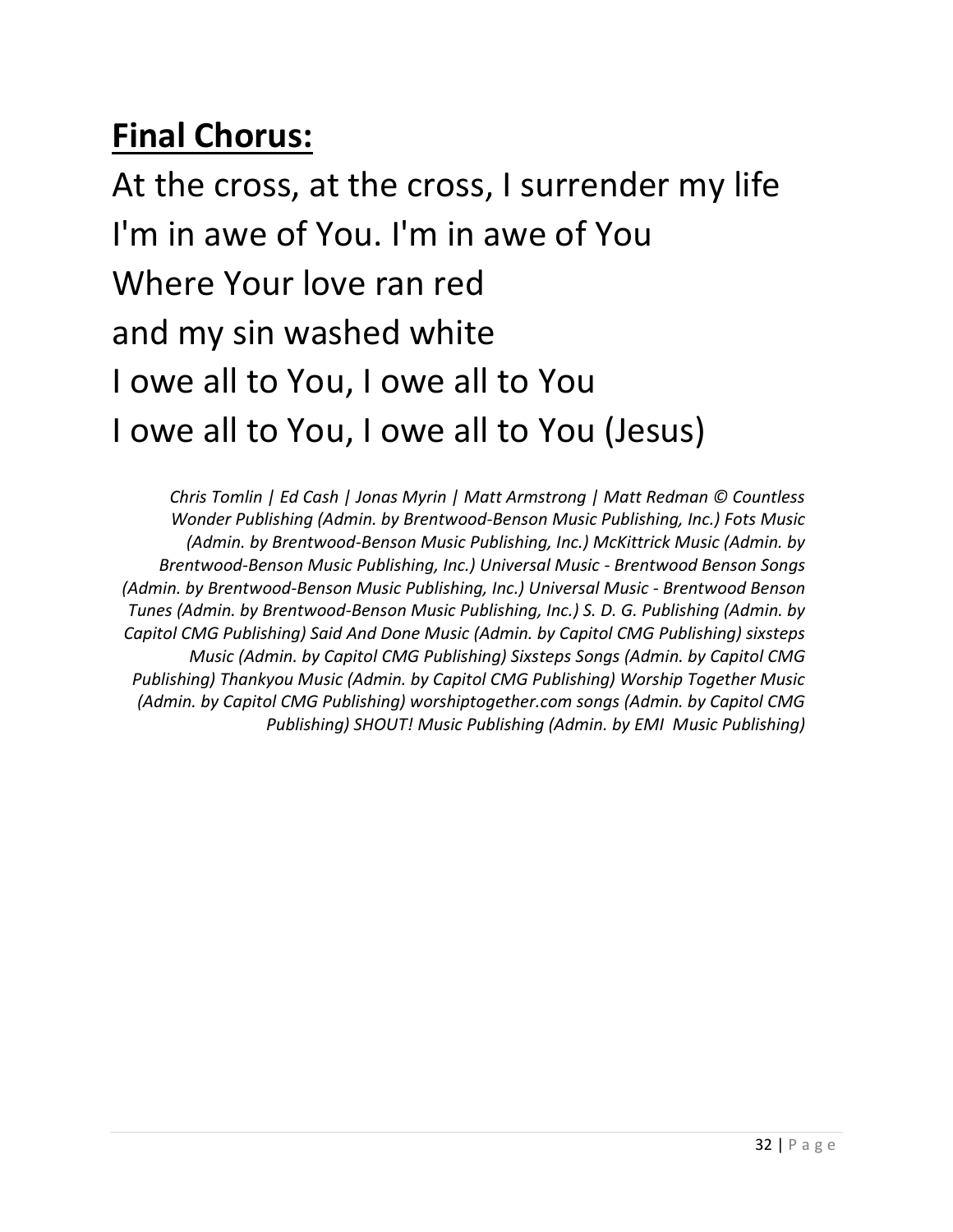## **Final Chorus:**

At the cross, at the cross, I surrender my life
I'm in awe of You. I'm in awe of You
Where Your love ran red
and my sin washed white
I owe all to You, I owe all to You
I owe all to You, I owe all to You (Jesus)

*Chris Tomlin | Ed Cash | Jonas Myrin | Matt Armstrong | Matt Redman © Countless Wonder Publishing (Admin. by Brentwood-Benson Music Publishing, Inc.) Fots Music (Admin. by Brentwood-Benson Music Publishing, Inc.) McKittrick Music (Admin. by Brentwood-Benson Music Publishing, Inc.) Universal Music - Brentwood Benson Songs (Admin. by Brentwood-Benson Music Publishing, Inc.) Universal Music - Brentwood Benson Tunes (Admin. by Brentwood-Benson Music Publishing, Inc.) S. D. G. Publishing (Admin. by Capitol CMG Publishing) Said And Done Music (Admin. by Capitol CMG Publishing) sixsteps Music (Admin. by Capitol CMG Publishing) Sixsteps Songs (Admin. by Capitol CMG Publishing) Thankyou Music (Admin. by Capitol CMG Publishing) Worship Together Music (Admin. by Capitol CMG Publishing) worshiptogether.com songs (Admin. by Capitol CMG Publishing) SHOUT! Music Publishing (Admin. by EMI Music Publishing)*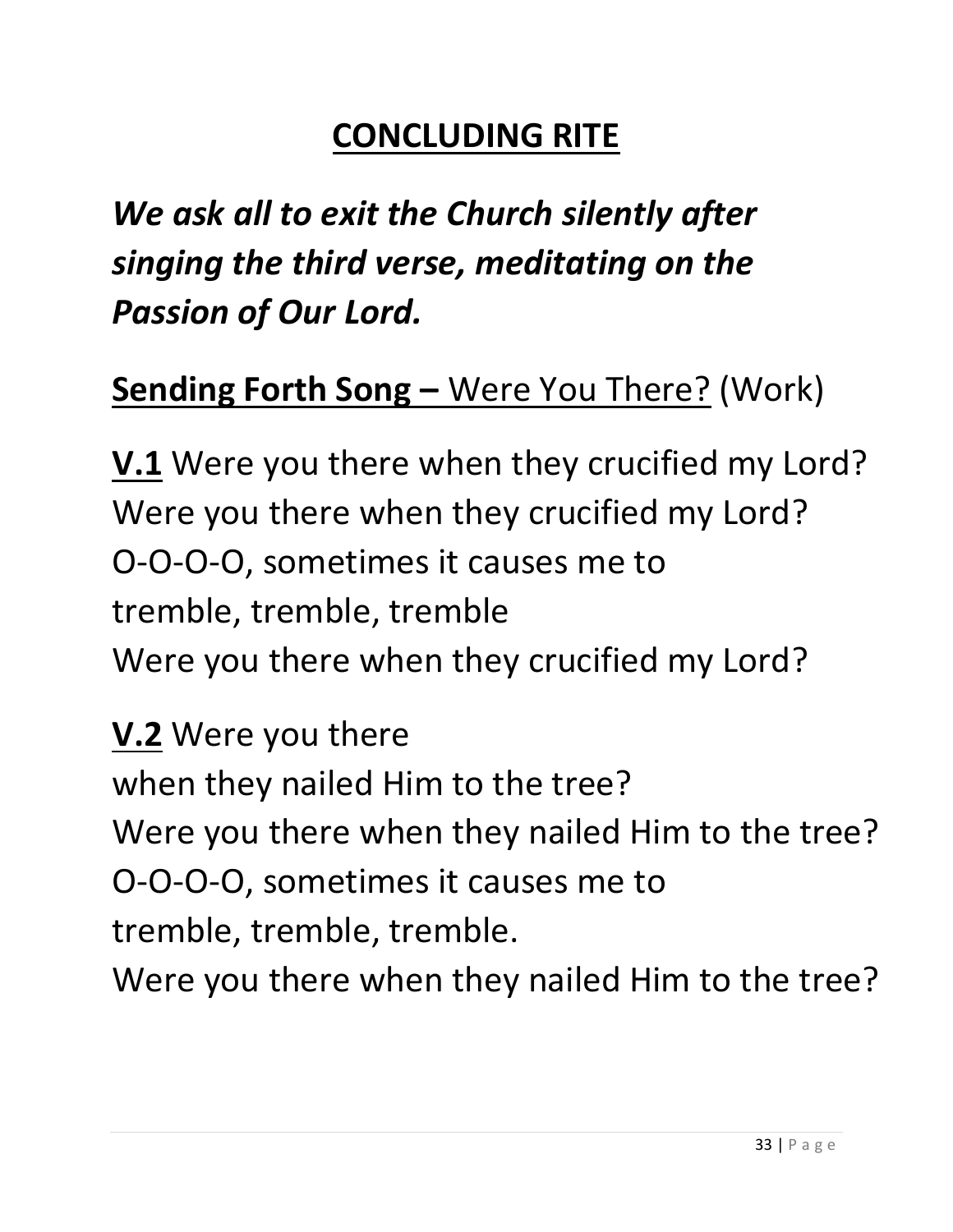# CONCLUDING RITE

***We ask all to exit the Church silently after singing the third verse, meditating on the Passion of Our Lord.***

**Sending Forth Song –** Were You There? (Work)

**V.1** Were you there when they crucified my Lord?
Were you there when they crucified my Lord?
O-O-O-O, sometimes it causes me to
tremble, tremble, tremble
Were you there when they crucified my Lord?

**V.2** Were you there
when they nailed Him to the tree?
Were you there when they nailed Him to the tree?
O-O-O-O, sometimes it causes me to
tremble, tremble, tremble.
Were you there when they nailed Him to the tree?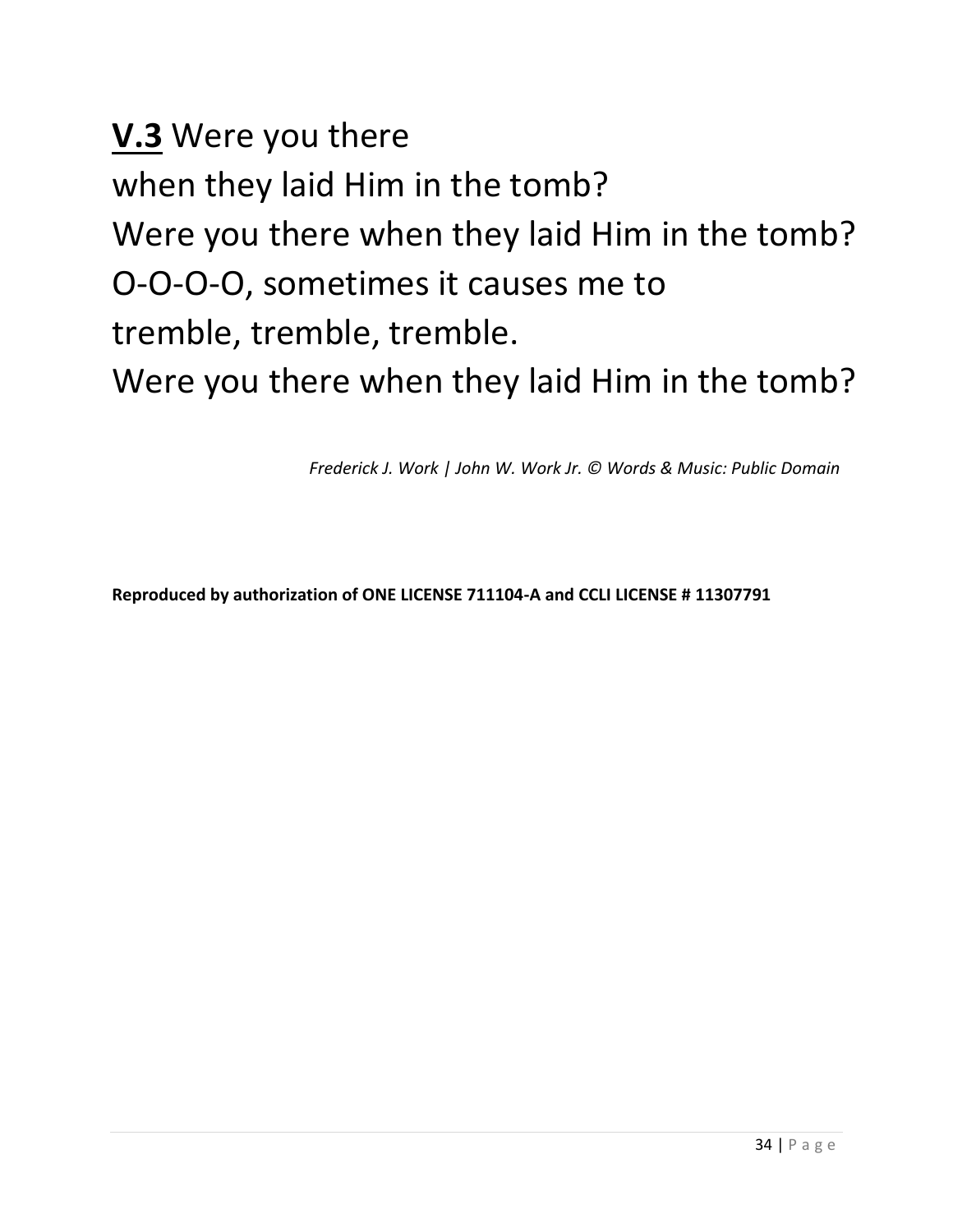**<u>V.3</u>** Were you there
when they laid Him in the tomb?
Were you there when they laid Him in the tomb?
O-O-O-O, sometimes it causes me to
tremble, tremble, tremble.
Were you there when they laid Him in the tomb?

*Frederick J. Work | John W. Work Jr. © Words & Music: Public Domain*

**Reproduced by authorization of ONE LICENSE 711104-A and CCLI LICENSE # 11307791**